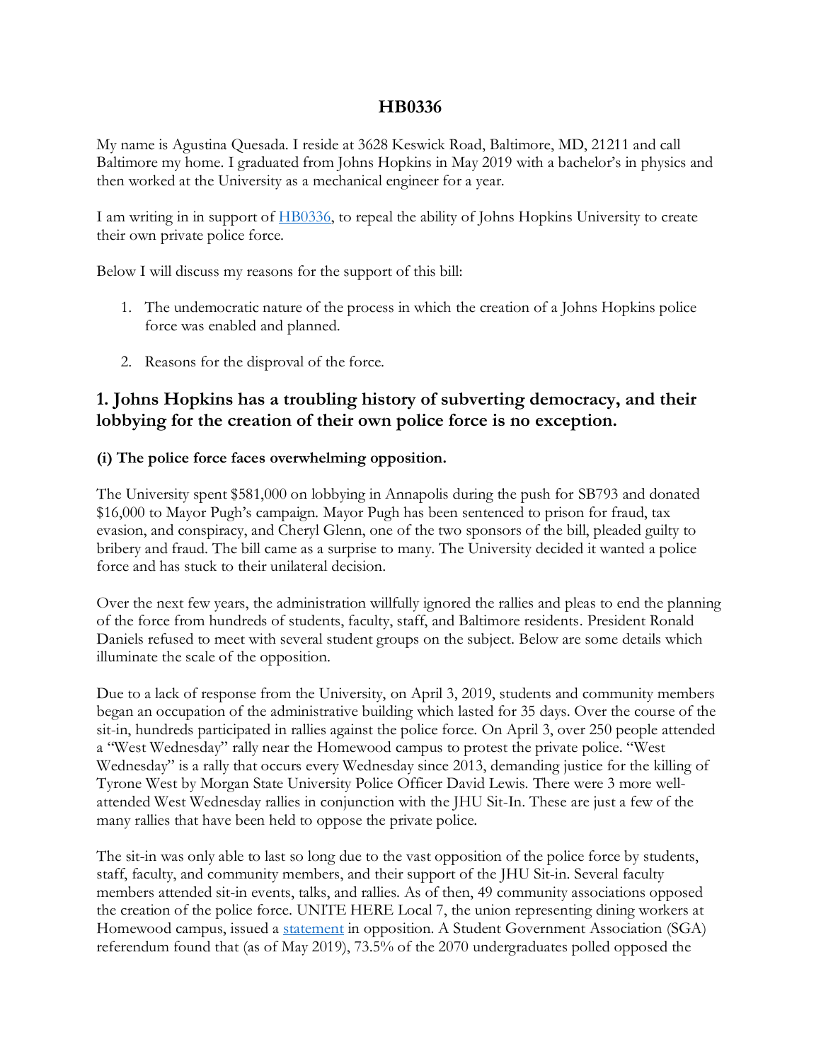# HB0336

My name is Agustina Quesada. I reside at 3628 Keswick Road, Baltimore, MD, 21211 and call Baltimore my home. I graduated from Johns Hopkins in May 2019 with a bachelor's in physics and then worked at the University as a mechanical engineer for a year.

I am writing in in support of HB0336, to repeal the ability of Johns Hopkins University to create their own private police force.

Below I will discuss my reasons for the support of this bill:

1. The undemocratic nature of the process in which the creation of a Johns Hopkins police force was enabled and planned.

2. Reasons for the disproval of the force.

## 1. Johns Hopkins has a troubling history of subverting democracy, and their lobbying for the creation of their own police force is no exception.

### (i) The police force faces overwhelming opposition.

The University spent $581,000 on lobbying in Annapolis during the push for SB793 and donated $16,000 to Mayor Pugh's campaign. Mayor Pugh has been sentenced to prison for fraud, tax evasion, and conspiracy, and Cheryl Glenn, one of the two sponsors of the bill, pleaded guilty to bribery and fraud. The bill came as a surprise to many. The University decided it wanted a police force and has stuck to their unilateral decision.

Over the next few years, the administration willfully ignored the rallies and pleas to end the planning of the force from hundreds of students, faculty, staff, and Baltimore residents. President Ronald Daniels refused to meet with several student groups on the subject. Below are some details which illuminate the scale of the opposition.

Due to a lack of response from the University, on April 3, 2019, students and community members began an occupation of the administrative building which lasted for 35 days. Over the course of the sit-in, hundreds participated in rallies against the police force. On April 3, over 250 people attended a "West Wednesday" rally near the Homewood campus to protest the private police. "West Wednesday" is a rally that occurs every Wednesday since 2013, demanding justice for the killing of Tyrone West by Morgan State University Police Officer David Lewis. There were 3 more well-attended West Wednesday rallies in conjunction with the JHU Sit-In. These are just a few of the many rallies that have been held to oppose the private police.

The sit-in was only able to last so long due to the vast opposition of the police force by students, staff, faculty, and community members, and their support of the JHU Sit-in. Several faculty members attended sit-in events, talks, and rallies. As of then, 49 community associations opposed the creation of the police force. UNITE HERE Local 7, the union representing dining workers at Homewood campus, issued a statement in opposition. A Student Government Association (SGA) referendum found that (as of May 2019), 73.5% of the 2070 undergraduates polled opposed the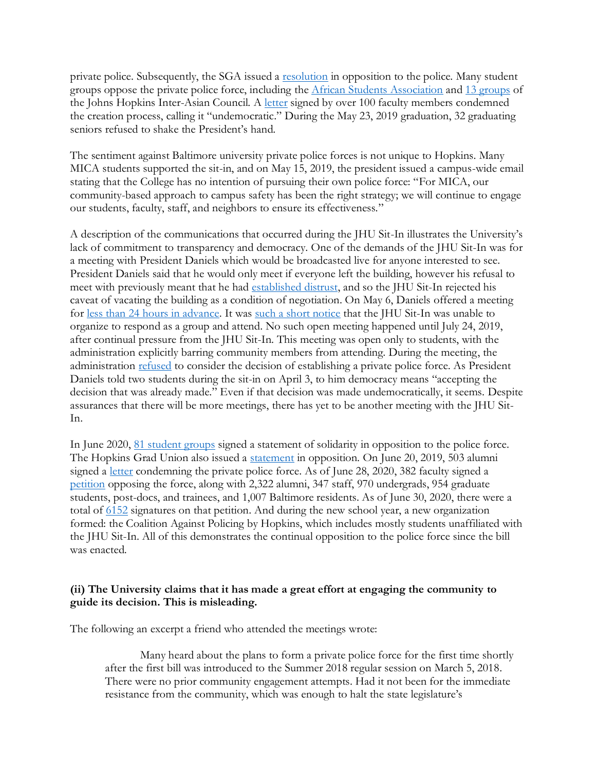private police. Subsequently, the SGA issued a resolution in opposition to the police. Many student groups oppose the private police force, including the African Students Association and 13 groups of the Johns Hopkins Inter-Asian Council. A letter signed by over 100 faculty members condemned the creation process, calling it "undemocratic." During the May 23, 2019 graduation, 32 graduating seniors refused to shake the President's hand.

The sentiment against Baltimore university private police forces is not unique to Hopkins. Many MICA students supported the sit-in, and on May 15, 2019, the president issued a campus-wide email stating that the College has no intention of pursuing their own police force: "For MICA, our community-based approach to campus safety has been the right strategy; we will continue to engage our students, faculty, staff, and neighbors to ensure its effectiveness."

A description of the communications that occurred during the JHU Sit-In illustrates the University's lack of commitment to transparency and democracy. One of the demands of the JHU Sit-In was for a meeting with President Daniels which would be broadcasted live for anyone interested to see. President Daniels said that he would only meet if everyone left the building, however his refusal to meet with previously meant that he had established distrust, and so the JHU Sit-In rejected his caveat of vacating the building as a condition of negotiation. On May 6, Daniels offered a meeting for less than 24 hours in advance. It was such a short notice that the JHU Sit-In was unable to organize to respond as a group and attend. No such open meeting happened until July 24, 2019, after continual pressure from the JHU Sit-In. This meeting was open only to students, with the administration explicitly barring community members from attending. During the meeting, the administration refused to consider the decision of establishing a private police force. As President Daniels told two students during the sit-in on April 3, to him democracy means "accepting the decision that was already made." Even if that decision was made undemocratically, it seems. Despite assurances that there will be more meetings, there has yet to be another meeting with the JHU Sit-In.

In June 2020, 81 student groups signed a statement of solidarity in opposition to the police force. The Hopkins Grad Union also issued a statement in opposition. On June 20, 2019, 503 alumni signed a letter condemning the private police force. As of June 28, 2020, 382 faculty signed a petition opposing the force, along with 2,322 alumni, 347 staff, 970 undergrads, 954 graduate students, post-docs, and trainees, and 1,007 Baltimore residents. As of June 30, 2020, there were a total of 6152 signatures on that petition. And during the new school year, a new organization formed: the Coalition Against Policing by Hopkins, which includes mostly students unaffiliated with the JHU Sit-In. All of this demonstrates the continual opposition to the police force since the bill was enacted.

**(ii) The University claims that it has made a great effort at engaging the community to guide its decision. This is misleading.**

The following an excerpt a friend who attended the meetings wrote:

> Many heard about the plans to form a private police force for the first time shortly after the first bill was introduced to the Summer 2018 regular session on March 5, 2018. There were no prior community engagement attempts. Had it not been for the immediate resistance from the community, which was enough to halt the state legislature's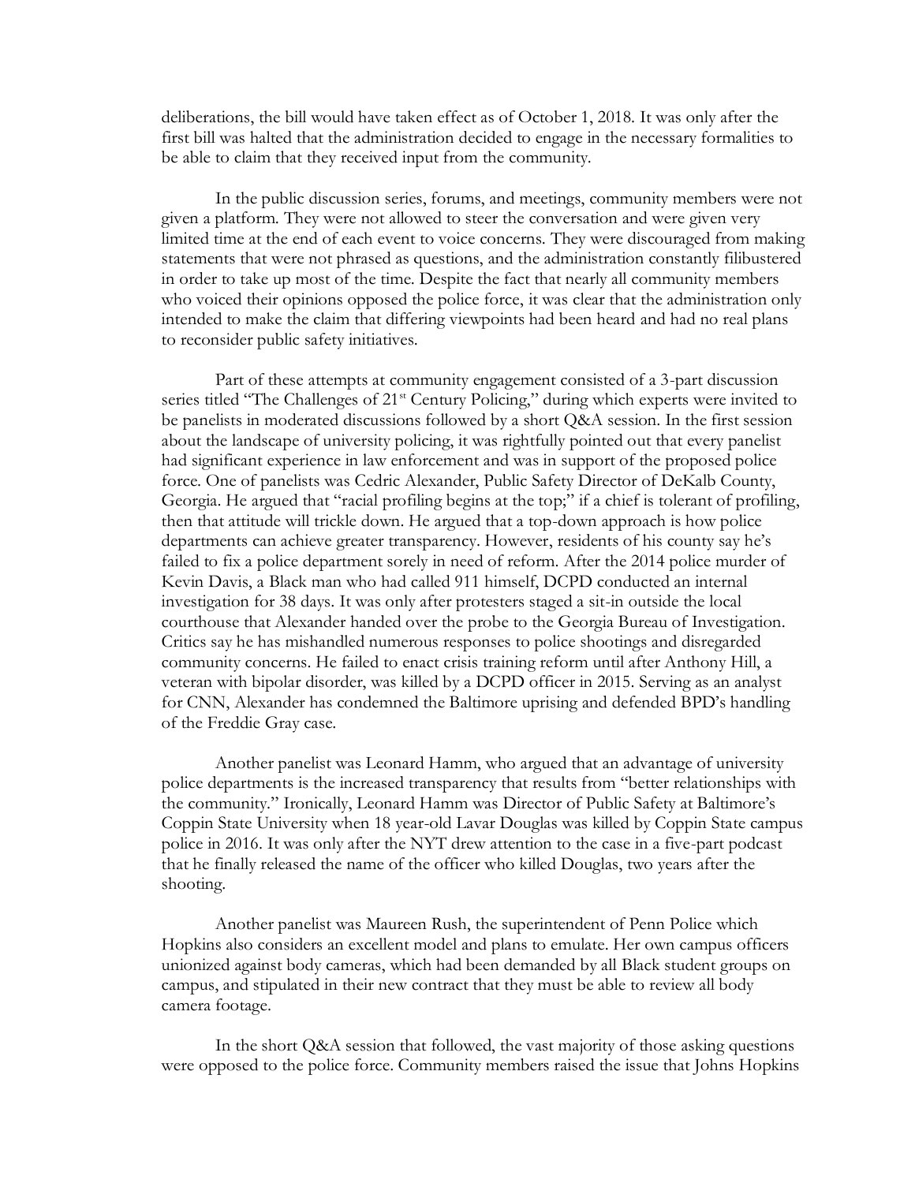deliberations, the bill would have taken effect as of October 1, 2018. It was only after the first bill was halted that the administration decided to engage in the necessary formalities to be able to claim that they received input from the community.

In the public discussion series, forums, and meetings, community members were not given a platform. They were not allowed to steer the conversation and were given very limited time at the end of each event to voice concerns. They were discouraged from making statements that were not phrased as questions, and the administration constantly filibustered in order to take up most of the time. Despite the fact that nearly all community members who voiced their opinions opposed the police force, it was clear that the administration only intended to make the claim that differing viewpoints had been heard and had no real plans to reconsider public safety initiatives.

Part of these attempts at community engagement consisted of a 3-part discussion series titled "The Challenges of 21st Century Policing," during which experts were invited to be panelists in moderated discussions followed by a short Q&A session. In the first session about the landscape of university policing, it was rightfully pointed out that every panelist had significant experience in law enforcement and was in support of the proposed police force. One of panelists was Cedric Alexander, Public Safety Director of DeKalb County, Georgia. He argued that "racial profiling begins at the top;" if a chief is tolerant of profiling, then that attitude will trickle down. He argued that a top-down approach is how police departments can achieve greater transparency. However, residents of his county say he's failed to fix a police department sorely in need of reform. After the 2014 police murder of Kevin Davis, a Black man who had called 911 himself, DCPD conducted an internal investigation for 38 days. It was only after protesters staged a sit-in outside the local courthouse that Alexander handed over the probe to the Georgia Bureau of Investigation. Critics say he has mishandled numerous responses to police shootings and disregarded community concerns. He failed to enact crisis training reform until after Anthony Hill, a veteran with bipolar disorder, was killed by a DCPD officer in 2015. Serving as an analyst for CNN, Alexander has condemned the Baltimore uprising and defended BPD's handling of the Freddie Gray case.

Another panelist was Leonard Hamm, who argued that an advantage of university police departments is the increased transparency that results from "better relationships with the community." Ironically, Leonard Hamm was Director of Public Safety at Baltimore's Coppin State University when 18 year-old Lavar Douglas was killed by Coppin State campus police in 2016. It was only after the NYT drew attention to the case in a five-part podcast that he finally released the name of the officer who killed Douglas, two years after the shooting.

Another panelist was Maureen Rush, the superintendent of Penn Police which Hopkins also considers an excellent model and plans to emulate. Her own campus officers unionized against body cameras, which had been demanded by all Black student groups on campus, and stipulated in their new contract that they must be able to review all body camera footage.

In the short Q&A session that followed, the vast majority of those asking questions were opposed to the police force. Community members raised the issue that Johns Hopkins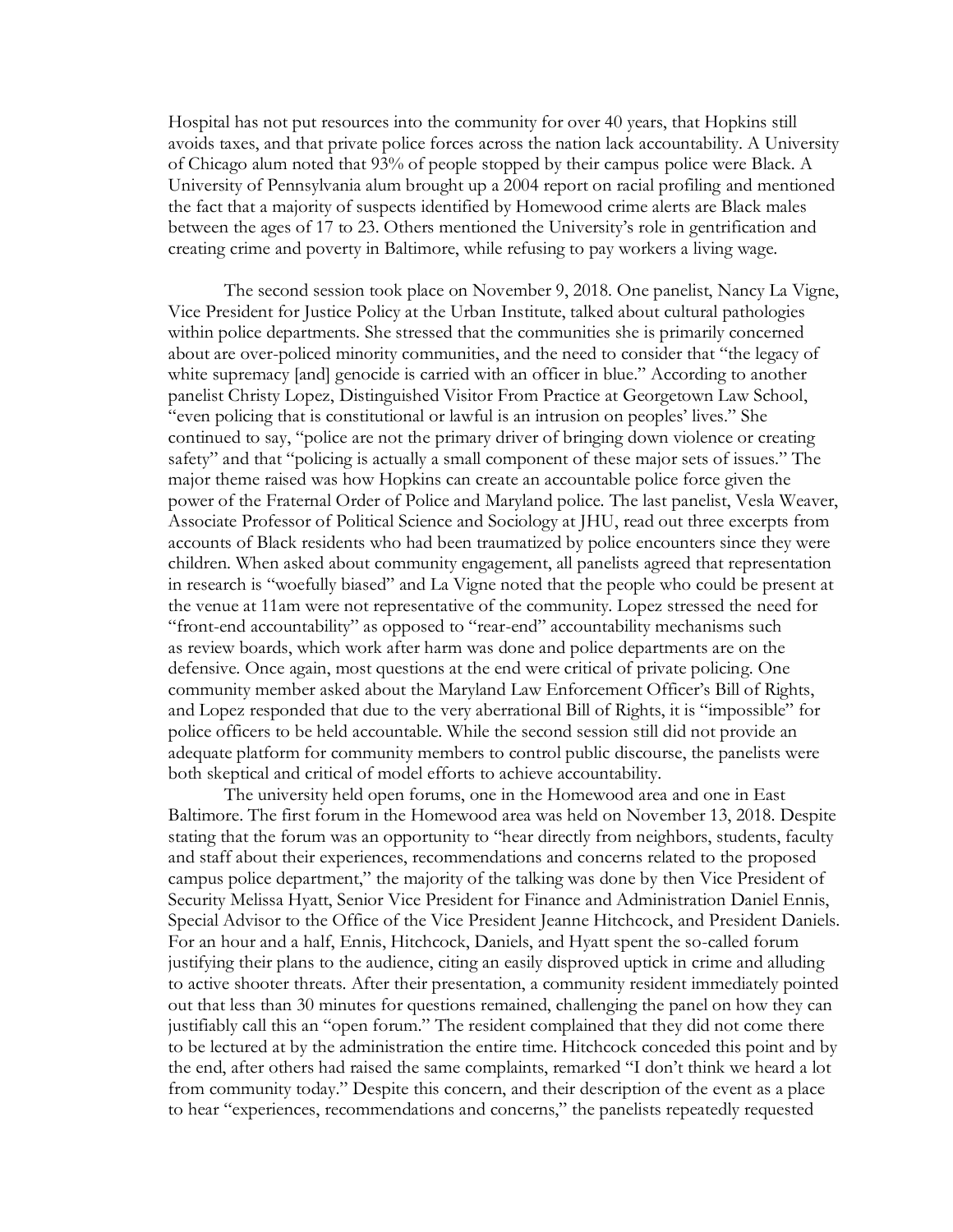Hospital has not put resources into the community for over 40 years, that Hopkins still avoids taxes, and that private police forces across the nation lack accountability. A University of Chicago alum noted that 93% of people stopped by their campus police were Black. A University of Pennsylvania alum brought up a 2004 report on racial profiling and mentioned the fact that a majority of suspects identified by Homewood crime alerts are Black males between the ages of 17 to 23. Others mentioned the University's role in gentrification and creating crime and poverty in Baltimore, while refusing to pay workers a living wage.

The second session took place on November 9, 2018. One panelist, Nancy La Vigne, Vice President for Justice Policy at the Urban Institute, talked about cultural pathologies within police departments. She stressed that the communities she is primarily concerned about are over-policed minority communities, and the need to consider that "the legacy of white supremacy [and] genocide is carried with an officer in blue." According to another panelist Christy Lopez, Distinguished Visitor From Practice at Georgetown Law School, "even policing that is constitutional or lawful is an intrusion on peoples' lives." She continued to say, "police are not the primary driver of bringing down violence or creating safety" and that "policing is actually a small component of these major sets of issues." The major theme raised was how Hopkins can create an accountable police force given the power of the Fraternal Order of Police and Maryland police. The last panelist, Vesla Weaver, Associate Professor of Political Science and Sociology at JHU, read out three excerpts from accounts of Black residents who had been traumatized by police encounters since they were children. When asked about community engagement, all panelists agreed that representation in research is "woefully biased" and La Vigne noted that the people who could be present at the venue at 11am were not representative of the community. Lopez stressed the need for "front-end accountability" as opposed to "rear-end" accountability mechanisms such as review boards, which work after harm was done and police departments are on the defensive. Once again, most questions at the end were critical of private policing. One community member asked about the Maryland Law Enforcement Officer's Bill of Rights, and Lopez responded that due to the very aberrational Bill of Rights, it is "impossible" for police officers to be held accountable. While the second session still did not provide an adequate platform for community members to control public discourse, the panelists were both skeptical and critical of model efforts to achieve accountability.

The university held open forums, one in the Homewood area and one in East Baltimore. The first forum in the Homewood area was held on November 13, 2018. Despite stating that the forum was an opportunity to "hear directly from neighbors, students, faculty and staff about their experiences, recommendations and concerns related to the proposed campus police department," the majority of the talking was done by then Vice President of Security Melissa Hyatt, Senior Vice President for Finance and Administration Daniel Ennis, Special Advisor to the Office of the Vice President Jeanne Hitchcock, and President Daniels. For an hour and a half, Ennis, Hitchcock, Daniels, and Hyatt spent the so-called forum justifying their plans to the audience, citing an easily disproved uptick in crime and alluding to active shooter threats. After their presentation, a community resident immediately pointed out that less than 30 minutes for questions remained, challenging the panel on how they can justifiably call this an "open forum." The resident complained that they did not come there to be lectured at by the administration the entire time. Hitchcock conceded this point and by the end, after others had raised the same complaints, remarked "I don't think we heard a lot from community today." Despite this concern, and their description of the event as a place to hear "experiences, recommendations and concerns," the panelists repeatedly requested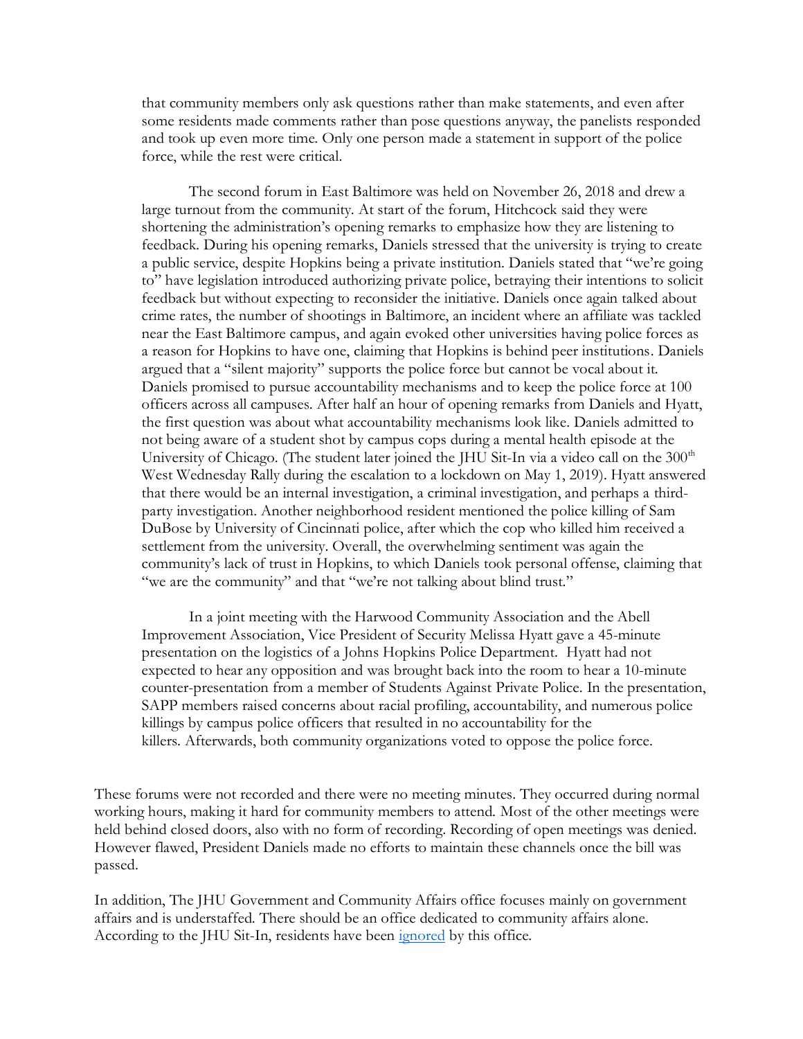> that community members only ask questions rather than make statements, and even after some residents made comments rather than pose questions anyway, the panelists responded and took up even more time. Only one person made a statement in support of the police force, while the rest were critical.
>
> The second forum in East Baltimore was held on November 26, 2018 and drew a large turnout from the community. At start of the forum, Hitchcock said they were shortening the administration's opening remarks to emphasize how they are listening to feedback. During his opening remarks, Daniels stressed that the university is trying to create a public service, despite Hopkins being a private institution. Daniels stated that "we're going to" have legislation introduced authorizing private police, betraying their intentions to solicit feedback but without expecting to reconsider the initiative. Daniels once again talked about crime rates, the number of shootings in Baltimore, an incident where an affiliate was tackled near the East Baltimore campus, and again evoked other universities having police forces as a reason for Hopkins to have one, claiming that Hopkins is behind peer institutions. Daniels argued that a "silent majority" supports the police force but cannot be vocal about it. Daniels promised to pursue accountability mechanisms and to keep the police force at 100 officers across all campuses. After half an hour of opening remarks from Daniels and Hyatt, the first question was about what accountability mechanisms look like. Daniels admitted to not being aware of a student shot by campus cops during a mental health episode at the University of Chicago. (The student later joined the JHU Sit-In via a video call on the 300th West Wednesday Rally during the escalation to a lockdown on May 1, 2019). Hyatt answered that there would be an internal investigation, a criminal investigation, and perhaps a third-party investigation. Another neighborhood resident mentioned the police killing of Sam DuBose by University of Cincinnati police, after which the cop who killed him received a settlement from the university. Overall, the overwhelming sentiment was again the community's lack of trust in Hopkins, to which Daniels took personal offense, claiming that "we are the community" and that "we're not talking about blind trust."
>
> In a joint meeting with the Harwood Community Association and the Abell Improvement Association, Vice President of Security Melissa Hyatt gave a 45-minute presentation on the logistics of a Johns Hopkins Police Department. Hyatt had not expected to hear any opposition and was brought back into the room to hear a 10-minute counter-presentation from a member of Students Against Private Police. In the presentation, SAPP members raised concerns about racial profiling, accountability, and numerous police killings by campus police officers that resulted in no accountability for the killers. Afterwards, both community organizations voted to oppose the police force.

These forums were not recorded and there were no meeting minutes. They occurred during normal working hours, making it hard for community members to attend. Most of the other meetings were held behind closed doors, also with no form of recording. Recording of open meetings was denied. However flawed, President Daniels made no efforts to maintain these channels once the bill was passed.

In addition, The JHU Government and Community Affairs office focuses mainly on government affairs and is understaffed. There should be an office dedicated to community affairs alone. According to the JHU Sit-In, residents have been ignored by this office.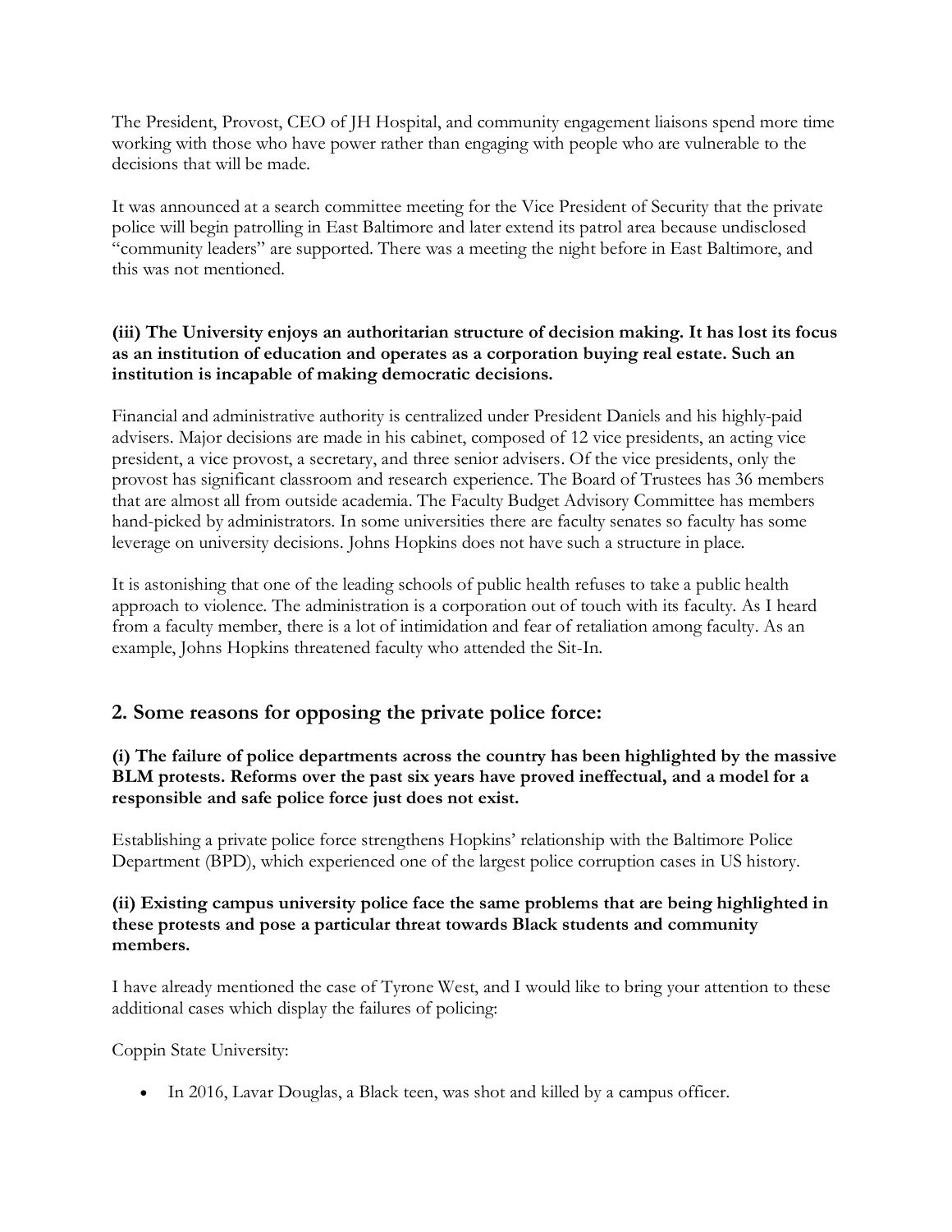The President, Provost, CEO of JH Hospital, and community engagement liaisons spend more time working with those who have power rather than engaging with people who are vulnerable to the decisions that will be made.

It was announced at a search committee meeting for the Vice President of Security that the private police will begin patrolling in East Baltimore and later extend its patrol area because undisclosed "community leaders" are supported. There was a meeting the night before in East Baltimore, and this was not mentioned.

**(iii) The University enjoys an authoritarian structure of decision making. It has lost its focus as an institution of education and operates as a corporation buying real estate. Such an institution is incapable of making democratic decisions.**

Financial and administrative authority is centralized under President Daniels and his highly-paid advisers. Major decisions are made in his cabinet, composed of 12 vice presidents, an acting vice president, a vice provost, a secretary, and three senior advisers. Of the vice presidents, only the provost has significant classroom and research experience. The Board of Trustees has 36 members that are almost all from outside academia. The Faculty Budget Advisory Committee has members hand-picked by administrators. In some universities there are faculty senates so faculty has some leverage on university decisions. Johns Hopkins does not have such a structure in place.

It is astonishing that one of the leading schools of public health refuses to take a public health approach to violence. The administration is a corporation out of touch with its faculty. As I heard from a faculty member, there is a lot of intimidation and fear of retaliation among faculty. As an example, Johns Hopkins threatened faculty who attended the Sit-In.

## 2. Some reasons for opposing the private police force:

**(i) The failure of police departments across the country has been highlighted by the massive BLM protests. Reforms over the past six years have proved ineffectual, and a model for a responsible and safe police force just does not exist.**

Establishing a private police force strengthens Hopkins' relationship with the Baltimore Police Department (BPD), which experienced one of the largest police corruption cases in US history.

**(ii) Existing campus university police face the same problems that are being highlighted in these protests and pose a particular threat towards Black students and community members.**

I have already mentioned the case of Tyrone West, and I would like to bring your attention to these additional cases which display the failures of policing:

Coppin State University:

- In 2016, Lavar Douglas, a Black teen, was shot and killed by a campus officer.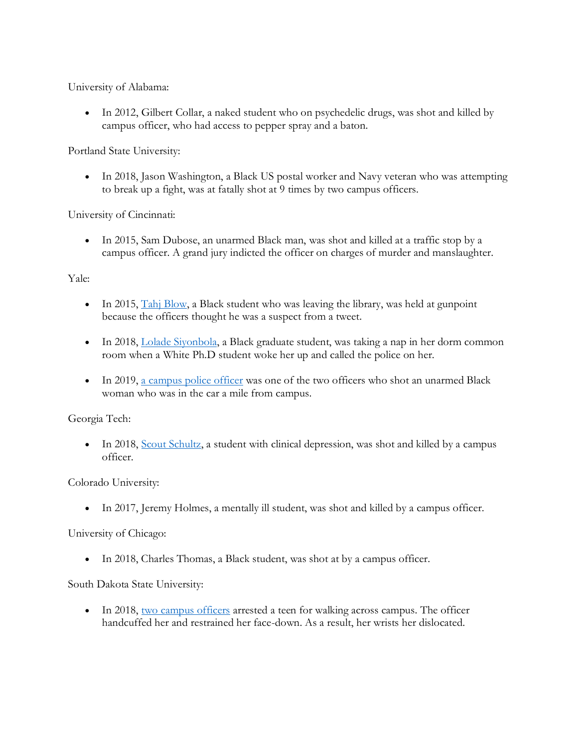University of Alabama:

- In 2012, Gilbert Collar, a naked student who on psychedelic drugs, was shot and killed by campus officer, who had access to pepper spray and a baton.

Portland State University:

- In 2018, Jason Washington, a Black US postal worker and Navy veteran who was attempting to break up a fight, was at fatally shot at 9 times by two campus officers.

University of Cincinnati:

- In 2015, Sam Dubose, an unarmed Black man, was shot and killed at a traffic stop by a campus officer. A grand jury indicted the officer on charges of murder and manslaughter.

Yale:

- In 2015, Tahj Blow, a Black student who was leaving the library, was held at gunpoint because the officers thought he was a suspect from a tweet.
- In 2018, Lolade Siyonbola, a Black graduate student, was taking a nap in her dorm common room when a White Ph.D student woke her up and called the police on her.
- In 2019, a campus police officer was one of the two officers who shot an unarmed Black woman who was in the car a mile from campus.

Georgia Tech:

- In 2018, Scout Schultz, a student with clinical depression, was shot and killed by a campus officer.

Colorado University:

- In 2017, Jeremy Holmes, a mentally ill student, was shot and killed by a campus officer.

University of Chicago:

- In 2018, Charles Thomas, a Black student, was shot at by a campus officer.

South Dakota State University:

- In 2018, two campus officers arrested a teen for walking across campus. The officer handcuffed her and restrained her face-down. As a result, her wrists her dislocated.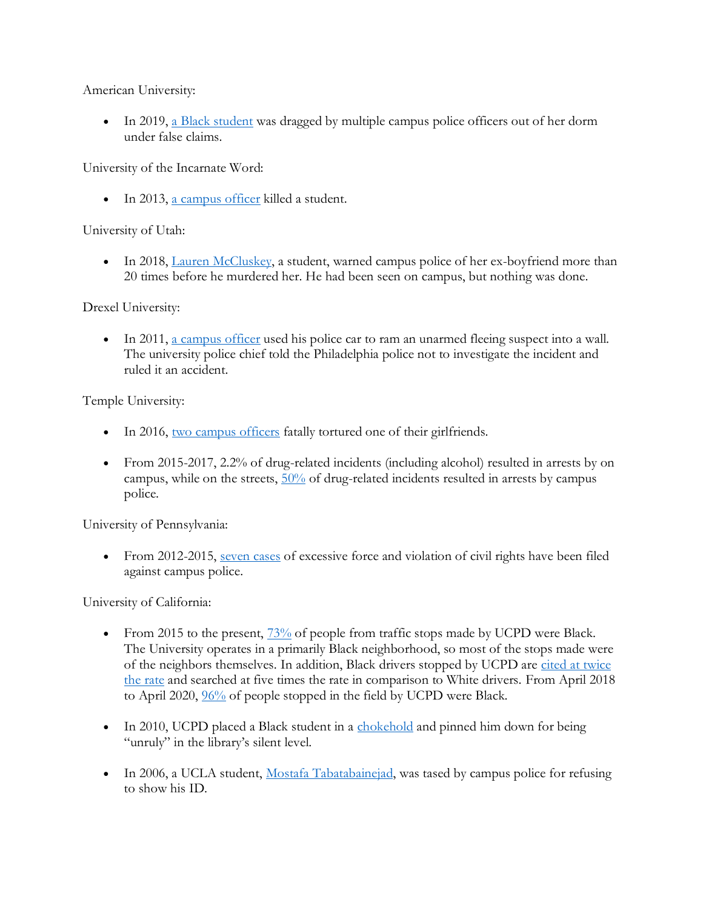American University:

- In 2019, a Black student was dragged by multiple campus police officers out of her dorm under false claims.

University of the Incarnate Word:

- In 2013, a campus officer killed a student.

University of Utah:

- In 2018, Lauren McCluskey, a student, warned campus police of her ex-boyfriend more than 20 times before he murdered her. He had been seen on campus, but nothing was done.

Drexel University:

- In 2011, a campus officer used his police car to ram an unarmed fleeing suspect into a wall. The university police chief told the Philadelphia police not to investigate the incident and ruled it an accident.

Temple University:

- In 2016, two campus officers fatally tortured one of their girlfriends.
- From 2015-2017, 2.2% of drug-related incidents (including alcohol) resulted in arrests by on campus, while on the streets, 50% of drug-related incidents resulted in arrests by campus police.

University of Pennsylvania:

- From 2012-2015, seven cases of excessive force and violation of civil rights have been filed against campus police.

University of California:

- From 2015 to the present, 73% of people from traffic stops made by UCPD were Black. The University operates in a primarily Black neighborhood, so most of the stops made were of the neighbors themselves. In addition, Black drivers stopped by UCPD are cited at twice the rate and searched at five times the rate in comparison to White drivers. From April 2018 to April 2020, 96% of people stopped in the field by UCPD were Black.
- In 2010, UCPD placed a Black student in a chokehold and pinned him down for being "unruly" in the library's silent level.
- In 2006, a UCLA student, Mostafa Tabatabainejad, was tased by campus police for refusing to show his ID.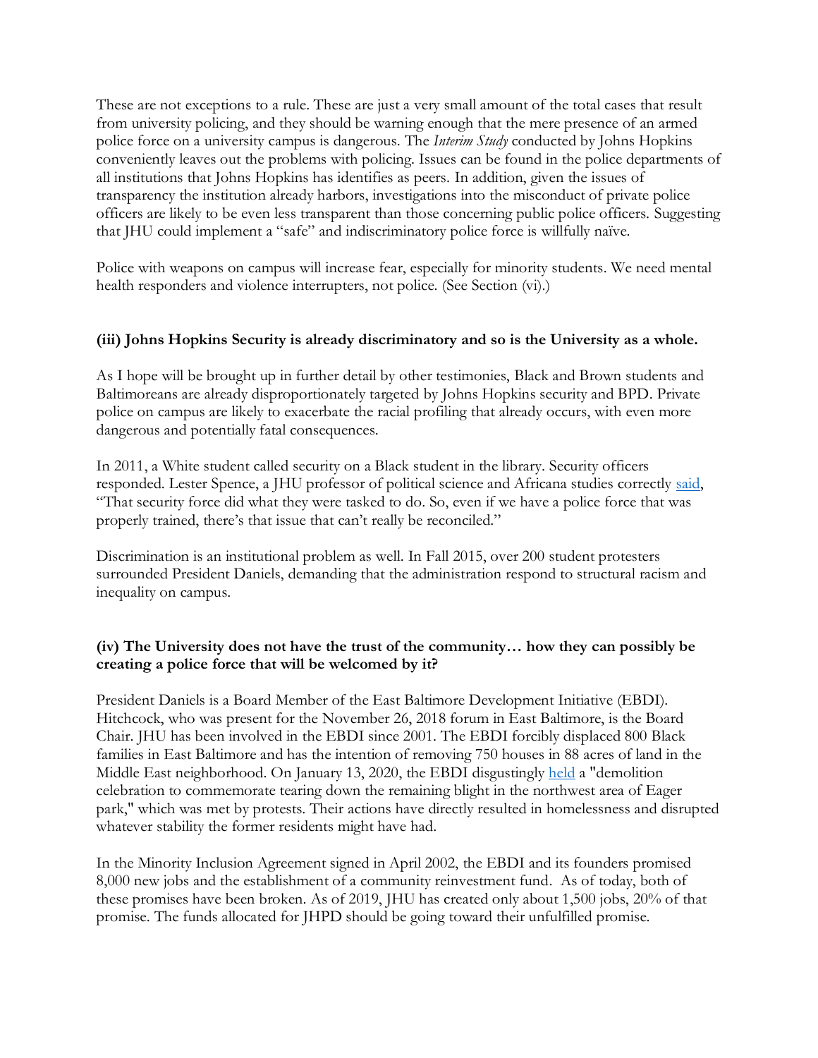These are not exceptions to a rule. These are just a very small amount of the total cases that result from university policing, and they should be warning enough that the mere presence of an armed police force on a university campus is dangerous. The *Interim Study* conducted by Johns Hopkins conveniently leaves out the problems with policing. Issues can be found in the police departments of all institutions that Johns Hopkins has identifies as peers. In addition, given the issues of transparency the institution already harbors, investigations into the misconduct of private police officers are likely to be even less transparent than those concerning public police officers. Suggesting that JHU could implement a "safe" and indiscriminatory police force is willfully naïve.

Police with weapons on campus will increase fear, especially for minority students. We need mental health responders and violence interrupters, not police. (See Section (vi).)

**(iii) Johns Hopkins Security is already discriminatory and so is the University as a whole.**

As I hope will be brought up in further detail by other testimonies, Black and Brown students and Baltimoreans are already disproportionately targeted by Johns Hopkins security and BPD. Private police on campus are likely to exacerbate the racial profiling that already occurs, with even more dangerous and potentially fatal consequences.

In 2011, a White student called security on a Black student in the library. Security officers responded. Lester Spence, a JHU professor of political science and Africana studies correctly said, "That security force did what they were tasked to do. So, even if we have a police force that was properly trained, there's that issue that can't really be reconciled."

Discrimination is an institutional problem as well. In Fall 2015, over 200 student protesters surrounded President Daniels, demanding that the administration respond to structural racism and inequality on campus.

**(iv) The University does not have the trust of the community… how they can possibly be creating a police force that will be welcomed by it?**

President Daniels is a Board Member of the East Baltimore Development Initiative (EBDI). Hitchcock, who was present for the November 26, 2018 forum in East Baltimore, is the Board Chair. JHU has been involved in the EBDI since 2001. The EBDI forcibly displaced 800 Black families in East Baltimore and has the intention of removing 750 houses in 88 acres of land in the Middle East neighborhood. On January 13, 2020, the EBDI disgustingly held a "demolition celebration to commemorate tearing down the remaining blight in the northwest area of Eager park," which was met by protests. Their actions have directly resulted in homelessness and disrupted whatever stability the former residents might have had.

In the Minority Inclusion Agreement signed in April 2002, the EBDI and its founders promised 8,000 new jobs and the establishment of a community reinvestment fund. As of today, both of these promises have been broken. As of 2019, JHU has created only about 1,500 jobs, 20% of that promise. The funds allocated for JHPD should be going toward their unfulfilled promise.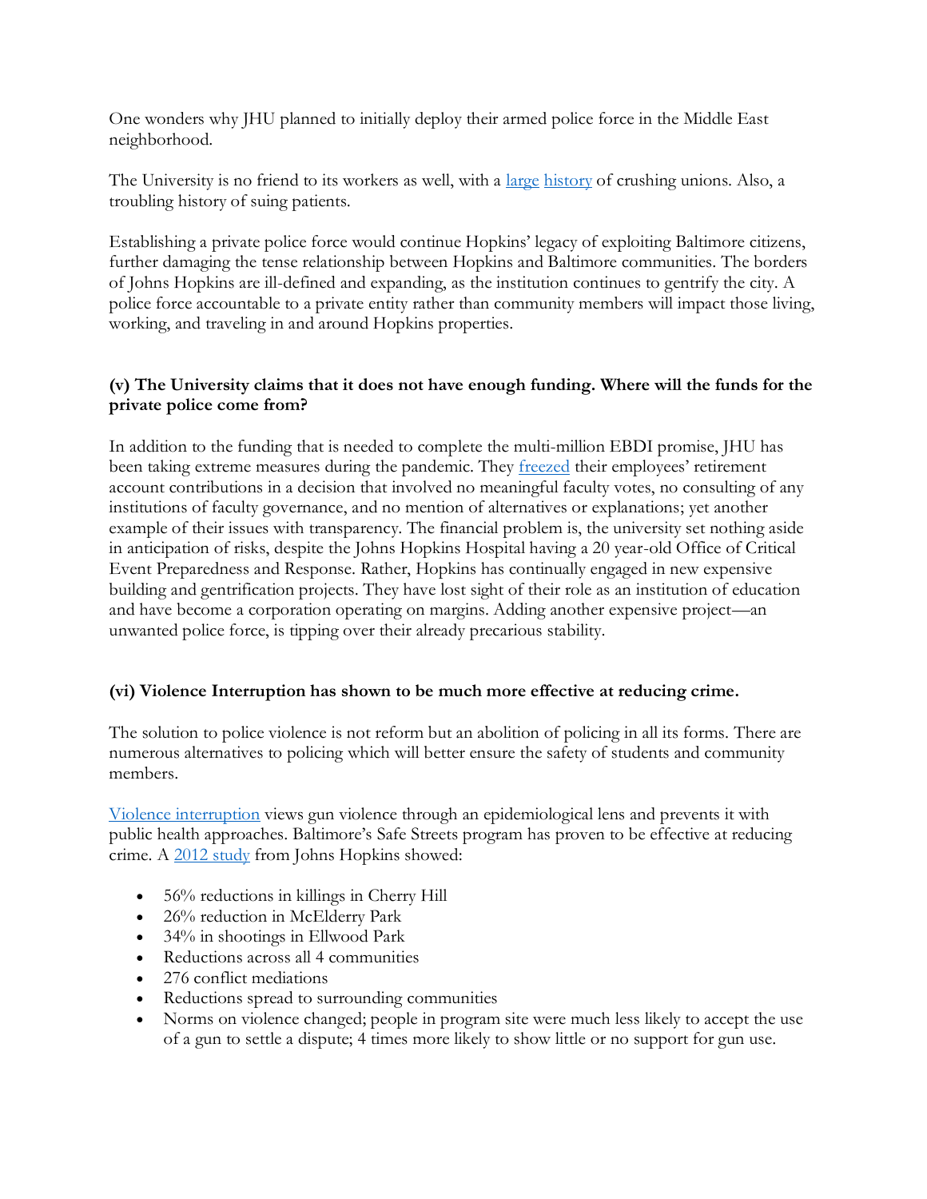One wonders why JHU planned to initially deploy their armed police force in the Middle East neighborhood.

The University is no friend to its workers as well, with a large history of crushing unions. Also, a troubling history of suing patients.

Establishing a private police force would continue Hopkins' legacy of exploiting Baltimore citizens, further damaging the tense relationship between Hopkins and Baltimore communities. The borders of Johns Hopkins are ill-defined and expanding, as the institution continues to gentrify the city. A police force accountable to a private entity rather than community members will impact those living, working, and traveling in and around Hopkins properties.

**(v) The University claims that it does not have enough funding. Where will the funds for the private police come from?**

In addition to the funding that is needed to complete the multi-million EBDI promise, JHU has been taking extreme measures during the pandemic. They freezed their employees' retirement account contributions in a decision that involved no meaningful faculty votes, no consulting of any institutions of faculty governance, and no mention of alternatives or explanations; yet another example of their issues with transparency. The financial problem is, the university set nothing aside in anticipation of risks, despite the Johns Hopkins Hospital having a 20 year-old Office of Critical Event Preparedness and Response. Rather, Hopkins has continually engaged in new expensive building and gentrification projects. They have lost sight of their role as an institution of education and have become a corporation operating on margins. Adding another expensive project—an unwanted police force, is tipping over their already precarious stability.

**(vi) Violence Interruption has shown to be much more effective at reducing crime.**

The solution to police violence is not reform but an abolition of policing in all its forms. There are numerous alternatives to policing which will better ensure the safety of students and community members.

Violence interruption views gun violence through an epidemiological lens and prevents it with public health approaches. Baltimore's Safe Streets program has proven to be effective at reducing crime. A 2012 study from Johns Hopkins showed:

- 56% reductions in killings in Cherry Hill
- 26% reduction in McElderry Park
- 34% in shootings in Ellwood Park
- Reductions across all 4 communities
- 276 conflict mediations
- Reductions spread to surrounding communities
- Norms on violence changed; people in program site were much less likely to accept the use of a gun to settle a dispute; 4 times more likely to show little or no support for gun use.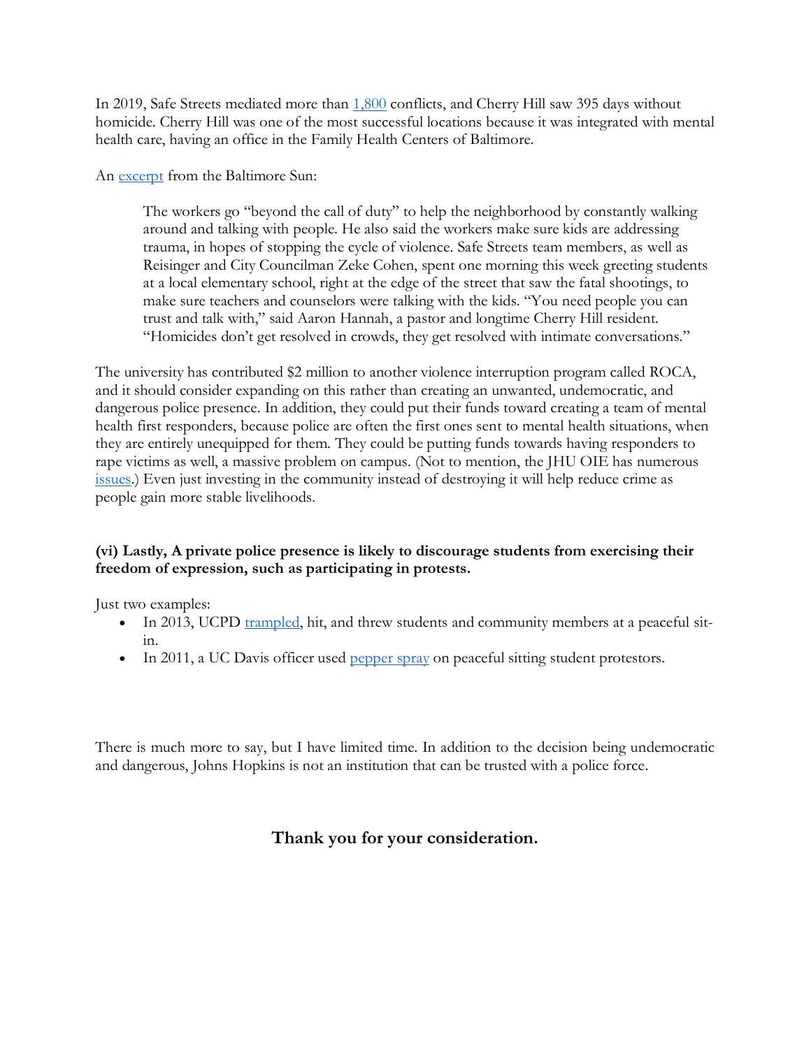In 2019, Safe Streets mediated more than 1,800 conflicts, and Cherry Hill saw 395 days without homicide. Cherry Hill was one of the most successful locations because it was integrated with mental health care, having an office in the Family Health Centers of Baltimore.

An excerpt from the Baltimore Sun:

> The workers go "beyond the call of duty" to help the neighborhood by constantly walking around and talking with people. He also said the workers make sure kids are addressing trauma, in hopes of stopping the cycle of violence. Safe Streets team members, as well as Reisinger and City Councilman Zeke Cohen, spent one morning this week greeting students at a local elementary school, right at the edge of the street that saw the fatal shootings, to make sure teachers and counselors were talking with the kids. "You need people you can trust and talk with," said Aaron Hannah, a pastor and longtime Cherry Hill resident. "Homicides don't get resolved in crowds, they get resolved with intimate conversations."

The university has contributed $2 million to another violence interruption program called ROCA, and it should consider expanding on this rather than creating an unwanted, undemocratic, and dangerous police presence. In addition, they could put their funds toward creating a team of mental health first responders, because police are often the first ones sent to mental health situations, when they are entirely unequipped for them. They could be putting funds towards having responders to rape victims as well, a massive problem on campus. (Not to mention, the JHU OIE has numerous issues.) Even just investing in the community instead of destroying it will help reduce crime as people gain more stable livelihoods.

**(vi) Lastly, A private police presence is likely to discourage students from exercising their freedom of expression, such as participating in protests.**

Just two examples:

- In 2013, UCPD trampled, hit, and threw students and community members at a peaceful sit-in.
- In 2011, a UC Davis officer used pepper spray on peaceful sitting student protestors.

There is much more to say, but I have limited time. In addition to the decision being undemocratic and dangerous, Johns Hopkins is not an institution that can be trusted with a police force.

**Thank you for your consideration.**